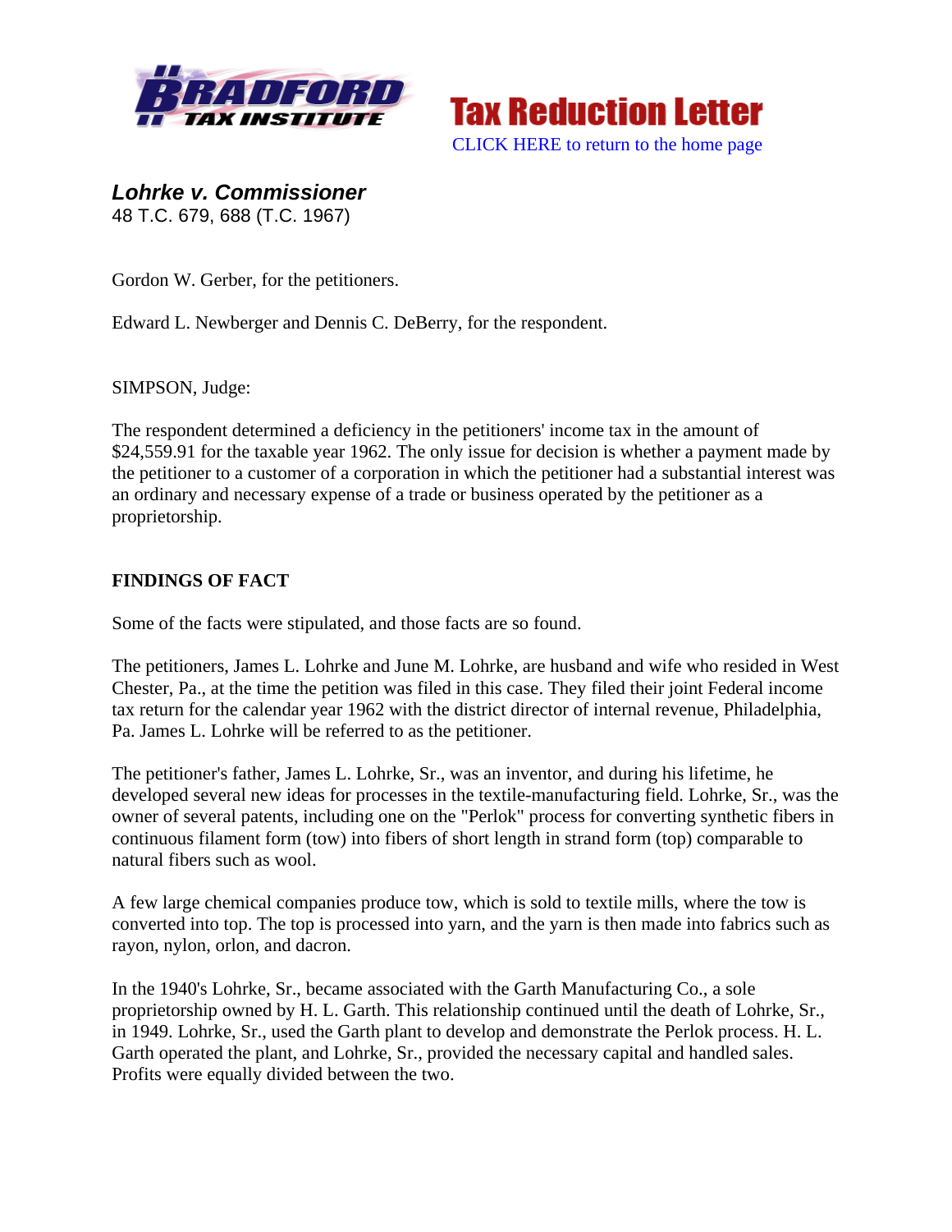Bradford Tax Institute

Tax Reduction Letter

CLICK HERE to return to the home page

## *Lohrke v. Commissioner*

48 T.C. 679, 688 (T.C. 1967)

Gordon W. Gerber, for the petitioners.

Edward L. Newberger and Dennis C. DeBerry, for the respondent.

SIMPSON, Judge:

The respondent determined a deficiency in the petitioners' income tax in the amount of $24,559.91 for the taxable year 1962. The only issue for decision is whether a payment made by the petitioner to a customer of a corporation in which the petitioner had a substantial interest was an ordinary and necessary expense of a trade or business operated by the petitioner as a proprietorship.

### FINDINGS OF FACT

Some of the facts were stipulated, and those facts are so found.

The petitioners, James L. Lohrke and June M. Lohrke, are husband and wife who resided in West Chester, Pa., at the time the petition was filed in this case. They filed their joint Federal income tax return for the calendar year 1962 with the district director of internal revenue, Philadelphia, Pa. James L. Lohrke will be referred to as the petitioner.

The petitioner's father, James L. Lohrke, Sr., was an inventor, and during his lifetime, he developed several new ideas for processes in the textile-manufacturing field. Lohrke, Sr., was the owner of several patents, including one on the "Perlok" process for converting synthetic fibers in continuous filament form (tow) into fibers of short length in strand form (top) comparable to natural fibers such as wool.

A few large chemical companies produce tow, which is sold to textile mills, where the tow is converted into top. The top is processed into yarn, and the yarn is then made into fabrics such as rayon, nylon, orlon, and dacron.

In the 1940's Lohrke, Sr., became associated with the Garth Manufacturing Co., a sole proprietorship owned by H. L. Garth. This relationship continued until the death of Lohrke, Sr., in 1949. Lohrke, Sr., used the Garth plant to develop and demonstrate the Perlok process. H. L. Garth operated the plant, and Lohrke, Sr., provided the necessary capital and handled sales. Profits were equally divided between the two.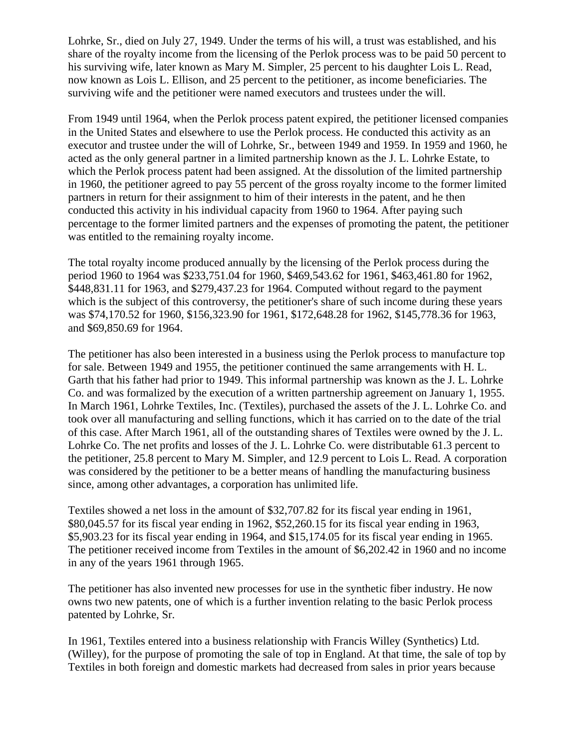Lohrke, Sr., died on July 27, 1949. Under the terms of his will, a trust was established, and his share of the royalty income from the licensing of the Perlok process was to be paid 50 percent to his surviving wife, later known as Mary M. Simpler, 25 percent to his daughter Lois L. Read, now known as Lois L. Ellison, and 25 percent to the petitioner, as income beneficiaries. The surviving wife and the petitioner were named executors and trustees under the will.

From 1949 until 1964, when the Perlok process patent expired, the petitioner licensed companies in the United States and elsewhere to use the Perlok process. He conducted this activity as an executor and trustee under the will of Lohrke, Sr., between 1949 and 1959. In 1959 and 1960, he acted as the only general partner in a limited partnership known as the J. L. Lohrke Estate, to which the Perlok process patent had been assigned. At the dissolution of the limited partnership in 1960, the petitioner agreed to pay 55 percent of the gross royalty income to the former limited partners in return for their assignment to him of their interests in the patent, and he then conducted this activity in his individual capacity from 1960 to 1964. After paying such percentage to the former limited partners and the expenses of promoting the patent, the petitioner was entitled to the remaining royalty income.

The total royalty income produced annually by the licensing of the Perlok process during the period 1960 to 1964 was $233,751.04 for 1960, $469,543.62 for 1961, $463,461.80 for 1962, $448,831.11 for 1963, and $279,437.23 for 1964. Computed without regard to the payment which is the subject of this controversy, the petitioner's share of such income during these years was $74,170.52 for 1960, $156,323.90 for 1961, $172,648.28 for 1962, $145,778.36 for 1963, and $69,850.69 for 1964.

The petitioner has also been interested in a business using the Perlok process to manufacture top for sale. Between 1949 and 1955, the petitioner continued the same arrangements with H. L. Garth that his father had prior to 1949. This informal partnership was known as the J. L. Lohrke Co. and was formalized by the execution of a written partnership agreement on January 1, 1955. In March 1961, Lohrke Textiles, Inc. (Textiles), purchased the assets of the J. L. Lohrke Co. and took over all manufacturing and selling functions, which it has carried on to the date of the trial of this case. After March 1961, all of the outstanding shares of Textiles were owned by the J. L. Lohrke Co. The net profits and losses of the J. L. Lohrke Co. were distributable 61.3 percent to the petitioner, 25.8 percent to Mary M. Simpler, and 12.9 percent to Lois L. Read. A corporation was considered by the petitioner to be a better means of handling the manufacturing business since, among other advantages, a corporation has unlimited life.

Textiles showed a net loss in the amount of $32,707.82 for its fiscal year ending in 1961, $80,045.57 for its fiscal year ending in 1962, $52,260.15 for its fiscal year ending in 1963, $5,903.23 for its fiscal year ending in 1964, and $15,174.05 for its fiscal year ending in 1965. The petitioner received income from Textiles in the amount of $6,202.42 in 1960 and no income in any of the years 1961 through 1965.

The petitioner has also invented new processes for use in the synthetic fiber industry. He now owns two new patents, one of which is a further invention relating to the basic Perlok process patented by Lohrke, Sr.

In 1961, Textiles entered into a business relationship with Francis Willey (Synthetics) Ltd. (Willey), for the purpose of promoting the sale of top in England. At that time, the sale of top by Textiles in both foreign and domestic markets had decreased from sales in prior years because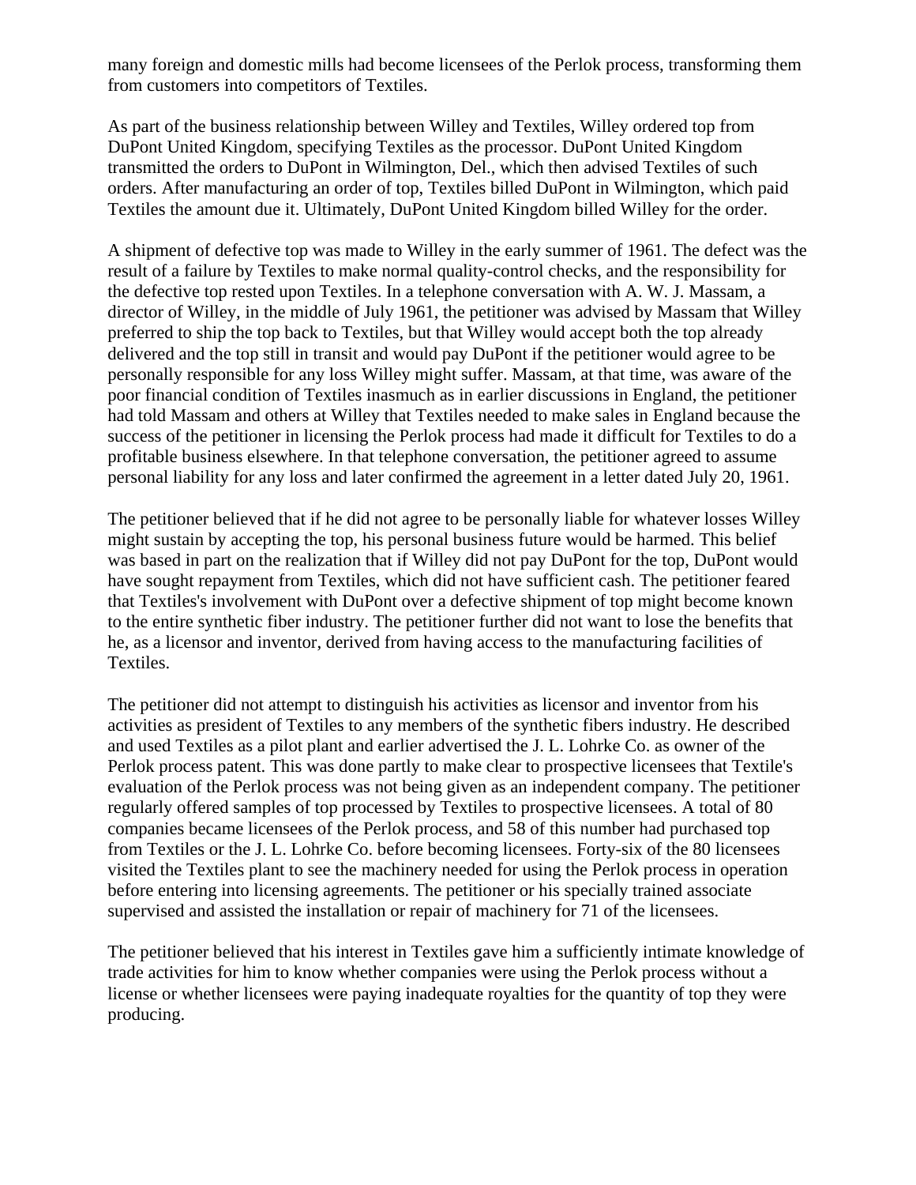many foreign and domestic mills had become licensees of the Perlok process, transforming them from customers into competitors of Textiles.

As part of the business relationship between Willey and Textiles, Willey ordered top from DuPont United Kingdom, specifying Textiles as the processor. DuPont United Kingdom transmitted the orders to DuPont in Wilmington, Del., which then advised Textiles of such orders. After manufacturing an order of top, Textiles billed DuPont in Wilmington, which paid Textiles the amount due it. Ultimately, DuPont United Kingdom billed Willey for the order.

A shipment of defective top was made to Willey in the early summer of 1961. The defect was the result of a failure by Textiles to make normal quality-control checks, and the responsibility for the defective top rested upon Textiles. In a telephone conversation with A. W. J. Massam, a director of Willey, in the middle of July 1961, the petitioner was advised by Massam that Willey preferred to ship the top back to Textiles, but that Willey would accept both the top already delivered and the top still in transit and would pay DuPont if the petitioner would agree to be personally responsible for any loss Willey might suffer. Massam, at that time, was aware of the poor financial condition of Textiles inasmuch as in earlier discussions in England, the petitioner had told Massam and others at Willey that Textiles needed to make sales in England because the success of the petitioner in licensing the Perlok process had made it difficult for Textiles to do a profitable business elsewhere. In that telephone conversation, the petitioner agreed to assume personal liability for any loss and later confirmed the agreement in a letter dated July 20, 1961.

The petitioner believed that if he did not agree to be personally liable for whatever losses Willey might sustain by accepting the top, his personal business future would be harmed. This belief was based in part on the realization that if Willey did not pay DuPont for the top, DuPont would have sought repayment from Textiles, which did not have sufficient cash. The petitioner feared that Textiles's involvement with DuPont over a defective shipment of top might become known to the entire synthetic fiber industry. The petitioner further did not want to lose the benefits that he, as a licensor and inventor, derived from having access to the manufacturing facilities of Textiles.

The petitioner did not attempt to distinguish his activities as licensor and inventor from his activities as president of Textiles to any members of the synthetic fibers industry. He described and used Textiles as a pilot plant and earlier advertised the J. L. Lohrke Co. as owner of the Perlok process patent. This was done partly to make clear to prospective licensees that Textile's evaluation of the Perlok process was not being given as an independent company. The petitioner regularly offered samples of top processed by Textiles to prospective licensees. A total of 80 companies became licensees of the Perlok process, and 58 of this number had purchased top from Textiles or the J. L. Lohrke Co. before becoming licensees. Forty-six of the 80 licensees visited the Textiles plant to see the machinery needed for using the Perlok process in operation before entering into licensing agreements. The petitioner or his specially trained associate supervised and assisted the installation or repair of machinery for 71 of the licensees.

The petitioner believed that his interest in Textiles gave him a sufficiently intimate knowledge of trade activities for him to know whether companies were using the Perlok process without a license or whether licensees were paying inadequate royalties for the quantity of top they were producing.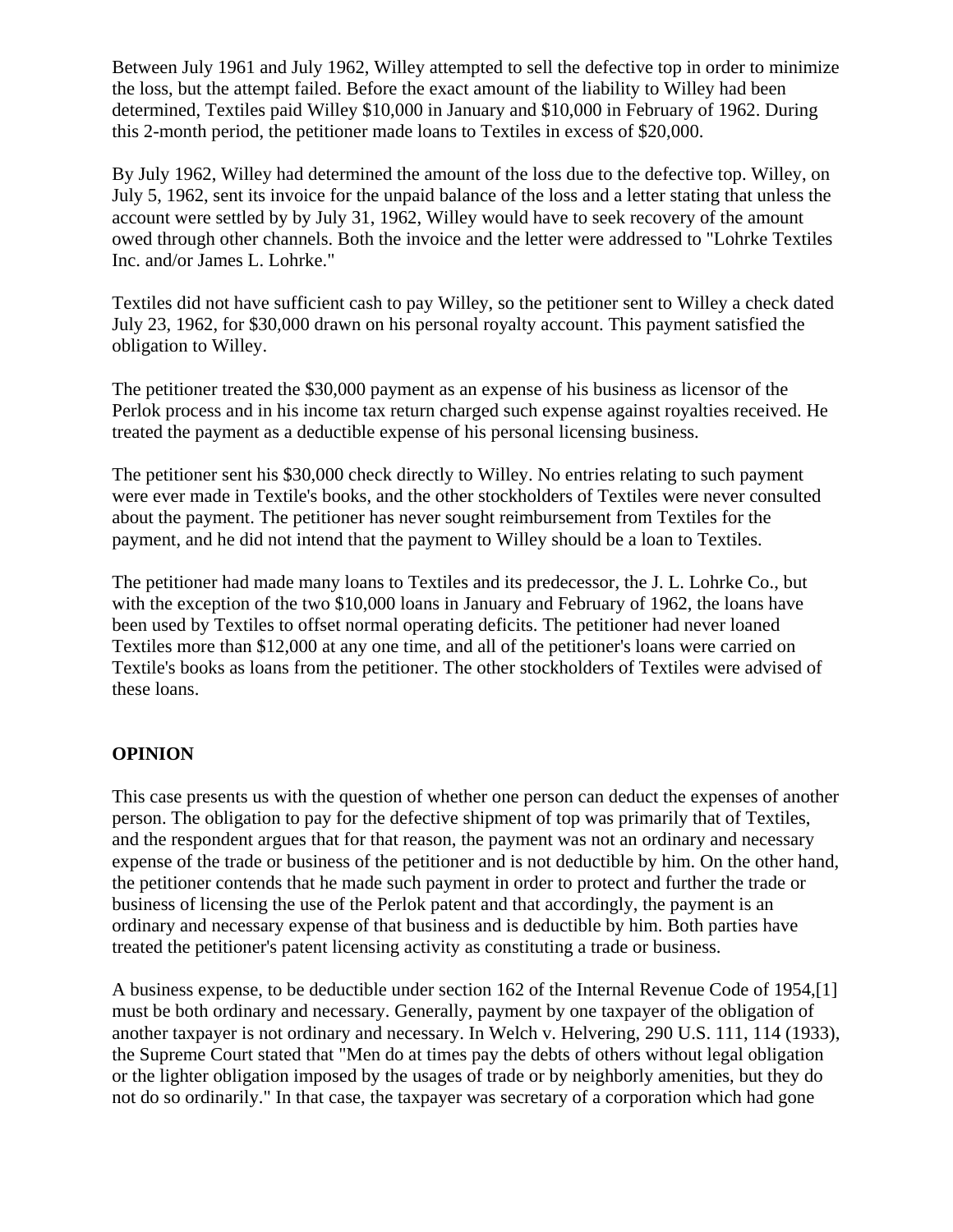Between July 1961 and July 1962, Willey attempted to sell the defective top in order to minimize the loss, but the attempt failed. Before the exact amount of the liability to Willey had been determined, Textiles paid Willey $10,000 in January and $10,000 in February of 1962. During this 2-month period, the petitioner made loans to Textiles in excess of $20,000.

By July 1962, Willey had determined the amount of the loss due to the defective top. Willey, on July 5, 1962, sent its invoice for the unpaid balance of the loss and a letter stating that unless the account were settled by by July 31, 1962, Willey would have to seek recovery of the amount owed through other channels. Both the invoice and the letter were addressed to "Lohrke Textiles Inc. and/or James L. Lohrke."

Textiles did not have sufficient cash to pay Willey, so the petitioner sent to Willey a check dated July 23, 1962, for $30,000 drawn on his personal royalty account. This payment satisfied the obligation to Willey.

The petitioner treated the $30,000 payment as an expense of his business as licensor of the Perlok process and in his income tax return charged such expense against royalties received. He treated the payment as a deductible expense of his personal licensing business.

The petitioner sent his $30,000 check directly to Willey. No entries relating to such payment were ever made in Textile's books, and the other stockholders of Textiles were never consulted about the payment. The petitioner has never sought reimbursement from Textiles for the payment, and he did not intend that the payment to Willey should be a loan to Textiles.

The petitioner had made many loans to Textiles and its predecessor, the J. L. Lohrke Co., but with the exception of the two $10,000 loans in January and February of 1962, the loans have been used by Textiles to offset normal operating deficits. The petitioner had never loaned Textiles more than $12,000 at any one time, and all of the petitioner's loans were carried on Textile's books as loans from the petitioner. The other stockholders of Textiles were advised of these loans.

## OPINION

This case presents us with the question of whether one person can deduct the expenses of another person. The obligation to pay for the defective shipment of top was primarily that of Textiles, and the respondent argues that for that reason, the payment was not an ordinary and necessary expense of the trade or business of the petitioner and is not deductible by him. On the other hand, the petitioner contends that he made such payment in order to protect and further the trade or business of licensing the use of the Perlok patent and that accordingly, the payment is an ordinary and necessary expense of that business and is deductible by him. Both parties have treated the petitioner's patent licensing activity as constituting a trade or business.

A business expense, to be deductible under section 162 of the Internal Revenue Code of 1954,[1] must be both ordinary and necessary. Generally, payment by one taxpayer of the obligation of another taxpayer is not ordinary and necessary. In Welch v. Helvering, 290 U.S. 111, 114 (1933), the Supreme Court stated that "Men do at times pay the debts of others without legal obligation or the lighter obligation imposed by the usages of trade or by neighborly amenities, but they do not do so ordinarily." In that case, the taxpayer was secretary of a corporation which had gone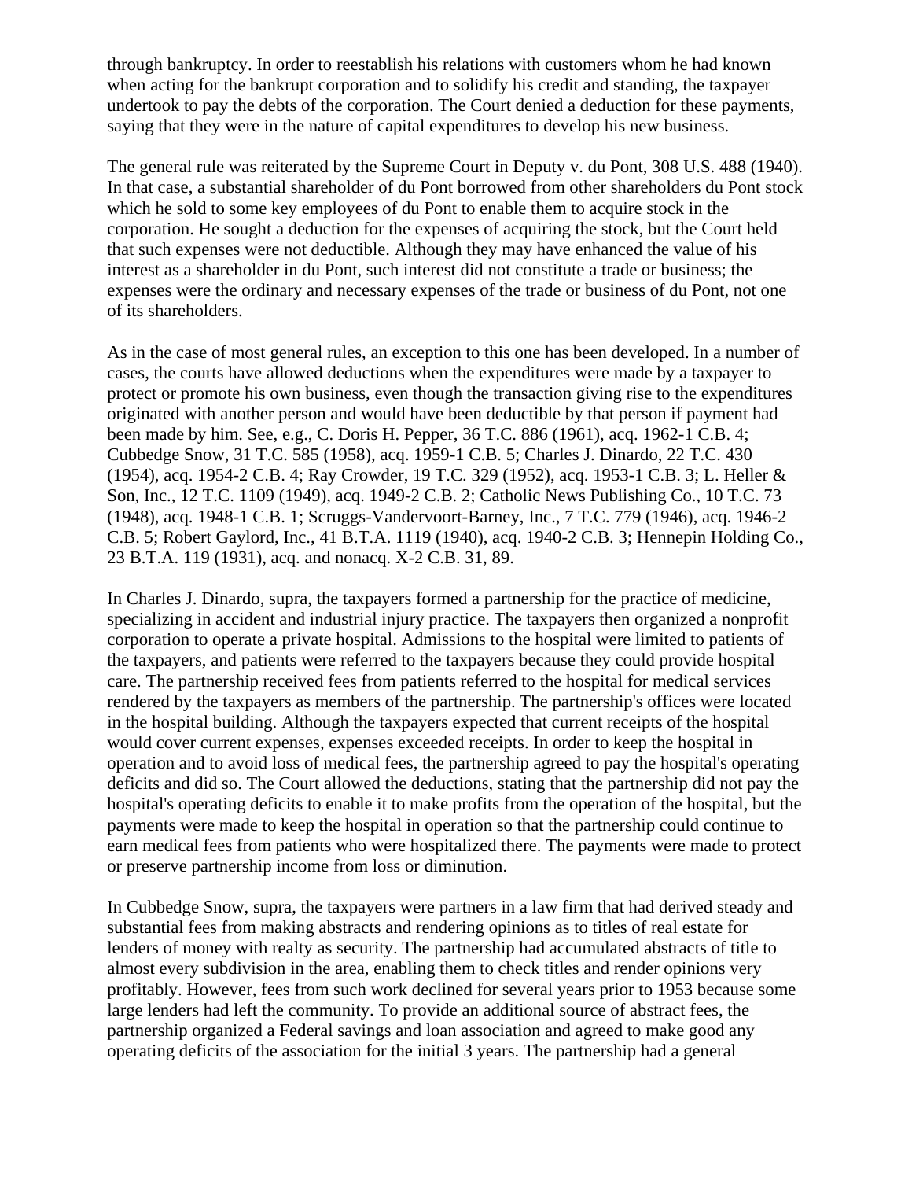through bankruptcy. In order to reestablish his relations with customers whom he had known when acting for the bankrupt corporation and to solidify his credit and standing, the taxpayer undertook to pay the debts of the corporation. The Court denied a deduction for these payments, saying that they were in the nature of capital expenditures to develop his new business.

The general rule was reiterated by the Supreme Court in Deputy v. du Pont, 308 U.S. 488 (1940). In that case, a substantial shareholder of du Pont borrowed from other shareholders du Pont stock which he sold to some key employees of du Pont to enable them to acquire stock in the corporation. He sought a deduction for the expenses of acquiring the stock, but the Court held that such expenses were not deductible. Although they may have enhanced the value of his interest as a shareholder in du Pont, such interest did not constitute a trade or business; the expenses were the ordinary and necessary expenses of the trade or business of du Pont, not one of its shareholders.

As in the case of most general rules, an exception to this one has been developed. In a number of cases, the courts have allowed deductions when the expenditures were made by a taxpayer to protect or promote his own business, even though the transaction giving rise to the expenditures originated with another person and would have been deductible by that person if payment had been made by him. See, e.g., C. Doris H. Pepper, 36 T.C. 886 (1961), acq. 1962-1 C.B. 4; Cubbedge Snow, 31 T.C. 585 (1958), acq. 1959-1 C.B. 5; Charles J. Dinardo, 22 T.C. 430 (1954), acq. 1954-2 C.B. 4; Ray Crowder, 19 T.C. 329 (1952), acq. 1953-1 C.B. 3; L. Heller & Son, Inc., 12 T.C. 1109 (1949), acq. 1949-2 C.B. 2; Catholic News Publishing Co., 10 T.C. 73 (1948), acq. 1948-1 C.B. 1; Scruggs-Vandervoort-Barney, Inc., 7 T.C. 779 (1946), acq. 1946-2 C.B. 5; Robert Gaylord, Inc., 41 B.T.A. 1119 (1940), acq. 1940-2 C.B. 3; Hennepin Holding Co., 23 B.T.A. 119 (1931), acq. and nonacq. X-2 C.B. 31, 89.

In Charles J. Dinardo, supra, the taxpayers formed a partnership for the practice of medicine, specializing in accident and industrial injury practice. The taxpayers then organized a nonprofit corporation to operate a private hospital. Admissions to the hospital were limited to patients of the taxpayers, and patients were referred to the taxpayers because they could provide hospital care. The partnership received fees from patients referred to the hospital for medical services rendered by the taxpayers as members of the partnership. The partnership's offices were located in the hospital building. Although the taxpayers expected that current receipts of the hospital would cover current expenses, expenses exceeded receipts. In order to keep the hospital in operation and to avoid loss of medical fees, the partnership agreed to pay the hospital's operating deficits and did so. The Court allowed the deductions, stating that the partnership did not pay the hospital's operating deficits to enable it to make profits from the operation of the hospital, but the payments were made to keep the hospital in operation so that the partnership could continue to earn medical fees from patients who were hospitalized there. The payments were made to protect or preserve partnership income from loss or diminution.

In Cubbedge Snow, supra, the taxpayers were partners in a law firm that had derived steady and substantial fees from making abstracts and rendering opinions as to titles of real estate for lenders of money with realty as security. The partnership had accumulated abstracts of title to almost every subdivision in the area, enabling them to check titles and render opinions very profitably. However, fees from such work declined for several years prior to 1953 because some large lenders had left the community. To provide an additional source of abstract fees, the partnership organized a Federal savings and loan association and agreed to make good any operating deficits of the association for the initial 3 years. The partnership had a general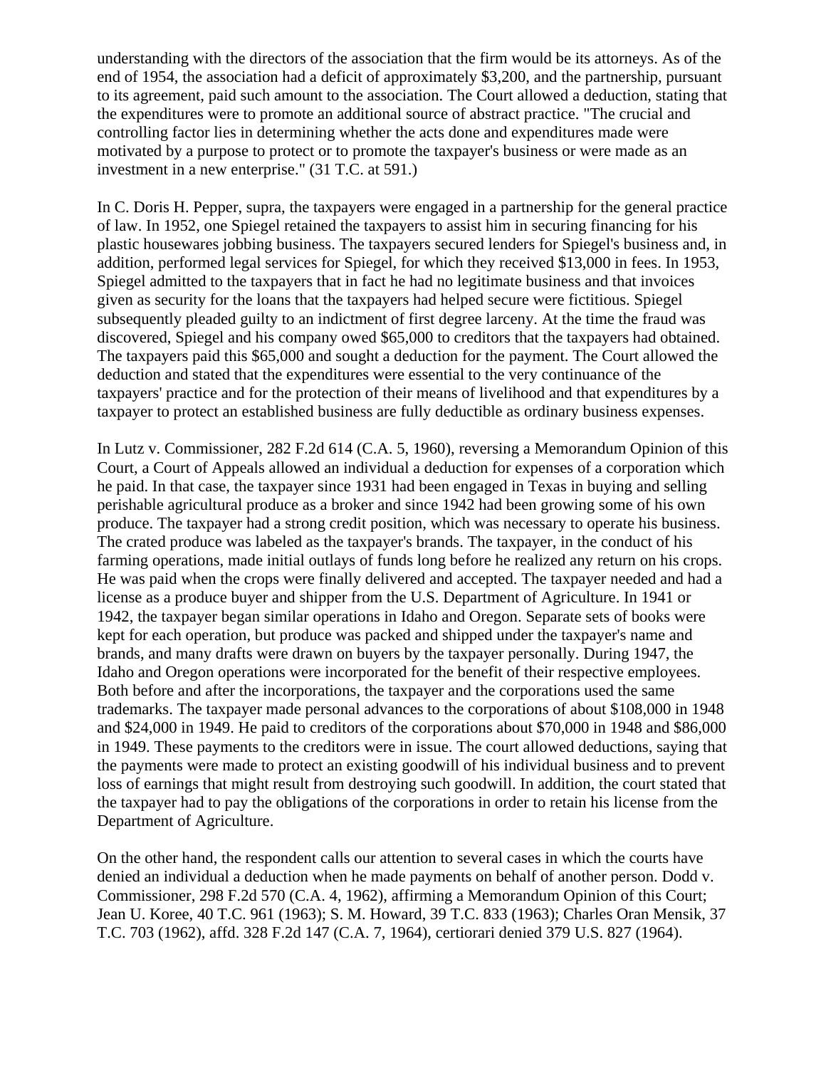understanding with the directors of the association that the firm would be its attorneys. As of the end of 1954, the association had a deficit of approximately $3,200, and the partnership, pursuant to its agreement, paid such amount to the association. The Court allowed a deduction, stating that the expenditures were to promote an additional source of abstract practice. "The crucial and controlling factor lies in determining whether the acts done and expenditures made were motivated by a purpose to protect or to promote the taxpayer's business or were made as an investment in a new enterprise." (31 T.C. at 591.)

In C. Doris H. Pepper, supra, the taxpayers were engaged in a partnership for the general practice of law. In 1952, one Spiegel retained the taxpayers to assist him in securing financing for his plastic housewares jobbing business. The taxpayers secured lenders for Spiegel's business and, in addition, performed legal services for Spiegel, for which they received $13,000 in fees. In 1953, Spiegel admitted to the taxpayers that in fact he had no legitimate business and that invoices given as security for the loans that the taxpayers had helped secure were fictitious. Spiegel subsequently pleaded guilty to an indictment of first degree larceny. At the time the fraud was discovered, Spiegel and his company owed $65,000 to creditors that the taxpayers had obtained. The taxpayers paid this $65,000 and sought a deduction for the payment. The Court allowed the deduction and stated that the expenditures were essential to the very continuance of the taxpayers' practice and for the protection of their means of livelihood and that expenditures by a taxpayer to protect an established business are fully deductible as ordinary business expenses.

In Lutz v. Commissioner, 282 F.2d 614 (C.A. 5, 1960), reversing a Memorandum Opinion of this Court, a Court of Appeals allowed an individual a deduction for expenses of a corporation which he paid. In that case, the taxpayer since 1931 had been engaged in Texas in buying and selling perishable agricultural produce as a broker and since 1942 had been growing some of his own produce. The taxpayer had a strong credit position, which was necessary to operate his business. The crated produce was labeled as the taxpayer's brands. The taxpayer, in the conduct of his farming operations, made initial outlays of funds long before he realized any return on his crops. He was paid when the crops were finally delivered and accepted. The taxpayer needed and had a license as a produce buyer and shipper from the U.S. Department of Agriculture. In 1941 or 1942, the taxpayer began similar operations in Idaho and Oregon. Separate sets of books were kept for each operation, but produce was packed and shipped under the taxpayer's name and brands, and many drafts were drawn on buyers by the taxpayer personally. During 1947, the Idaho and Oregon operations were incorporated for the benefit of their respective employees. Both before and after the incorporations, the taxpayer and the corporations used the same trademarks. The taxpayer made personal advances to the corporations of about $108,000 in 1948 and $24,000 in 1949. He paid to creditors of the corporations about $70,000 in 1948 and $86,000 in 1949. These payments to the creditors were in issue. The court allowed deductions, saying that the payments were made to protect an existing goodwill of his individual business and to prevent loss of earnings that might result from destroying such goodwill. In addition, the court stated that the taxpayer had to pay the obligations of the corporations in order to retain his license from the Department of Agriculture.

On the other hand, the respondent calls our attention to several cases in which the courts have denied an individual a deduction when he made payments on behalf of another person. Dodd v. Commissioner, 298 F.2d 570 (C.A. 4, 1962), affirming a Memorandum Opinion of this Court; Jean U. Koree, 40 T.C. 961 (1963); S. M. Howard, 39 T.C. 833 (1963); Charles Oran Mensik, 37 T.C. 703 (1962), affd. 328 F.2d 147 (C.A. 7, 1964), certiorari denied 379 U.S. 827 (1964).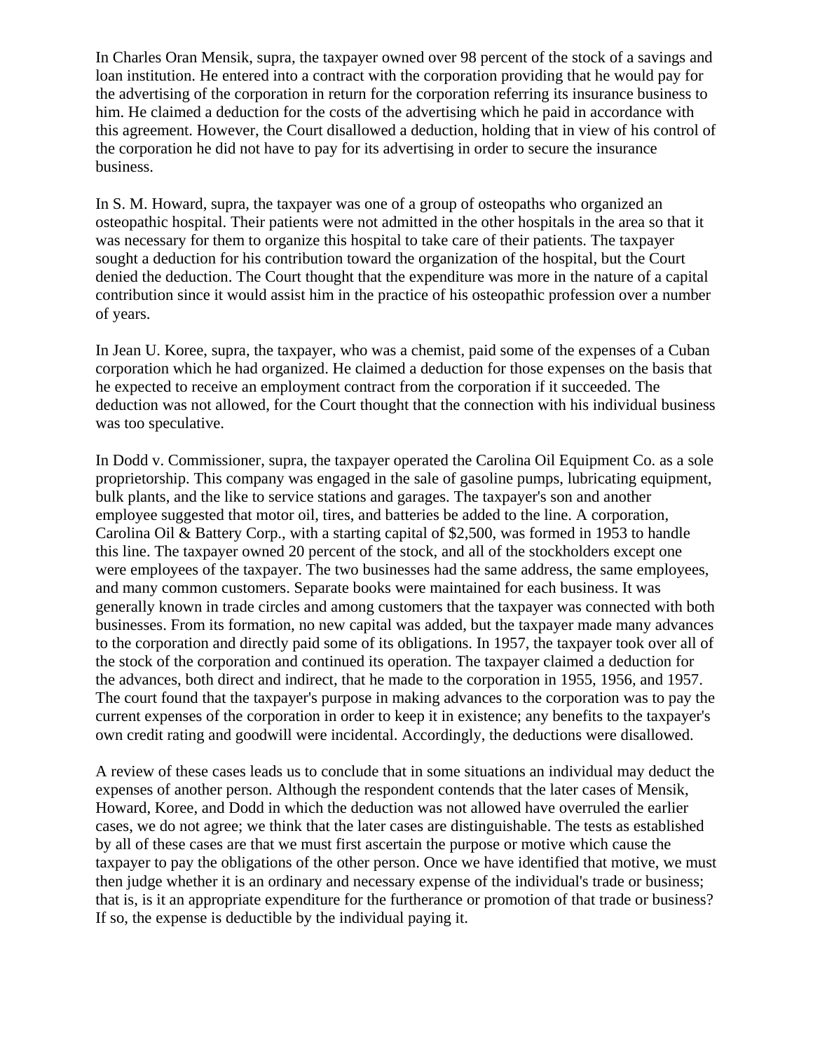In Charles Oran Mensik, supra, the taxpayer owned over 98 percent of the stock of a savings and loan institution. He entered into a contract with the corporation providing that he would pay for the advertising of the corporation in return for the corporation referring its insurance business to him. He claimed a deduction for the costs of the advertising which he paid in accordance with this agreement. However, the Court disallowed a deduction, holding that in view of his control of the corporation he did not have to pay for its advertising in order to secure the insurance business.

In S. M. Howard, supra, the taxpayer was one of a group of osteopaths who organized an osteopathic hospital. Their patients were not admitted in the other hospitals in the area so that it was necessary for them to organize this hospital to take care of their patients. The taxpayer sought a deduction for his contribution toward the organization of the hospital, but the Court denied the deduction. The Court thought that the expenditure was more in the nature of a capital contribution since it would assist him in the practice of his osteopathic profession over a number of years.

In Jean U. Koree, supra, the taxpayer, who was a chemist, paid some of the expenses of a Cuban corporation which he had organized. He claimed a deduction for those expenses on the basis that he expected to receive an employment contract from the corporation if it succeeded. The deduction was not allowed, for the Court thought that the connection with his individual business was too speculative.

In Dodd v. Commissioner, supra, the taxpayer operated the Carolina Oil Equipment Co. as a sole proprietorship. This company was engaged in the sale of gasoline pumps, lubricating equipment, bulk plants, and the like to service stations and garages. The taxpayer's son and another employee suggested that motor oil, tires, and batteries be added to the line. A corporation, Carolina Oil & Battery Corp., with a starting capital of $2,500, was formed in 1953 to handle this line. The taxpayer owned 20 percent of the stock, and all of the stockholders except one were employees of the taxpayer. The two businesses had the same address, the same employees, and many common customers. Separate books were maintained for each business. It was generally known in trade circles and among customers that the taxpayer was connected with both businesses. From its formation, no new capital was added, but the taxpayer made many advances to the corporation and directly paid some of its obligations. In 1957, the taxpayer took over all of the stock of the corporation and continued its operation. The taxpayer claimed a deduction for the advances, both direct and indirect, that he made to the corporation in 1955, 1956, and 1957. The court found that the taxpayer's purpose in making advances to the corporation was to pay the current expenses of the corporation in order to keep it in existence; any benefits to the taxpayer's own credit rating and goodwill were incidental. Accordingly, the deductions were disallowed.

A review of these cases leads us to conclude that in some situations an individual may deduct the expenses of another person. Although the respondent contends that the later cases of Mensik, Howard, Koree, and Dodd in which the deduction was not allowed have overruled the earlier cases, we do not agree; we think that the later cases are distinguishable. The tests as established by all of these cases are that we must first ascertain the purpose or motive which cause the taxpayer to pay the obligations of the other person. Once we have identified that motive, we must then judge whether it is an ordinary and necessary expense of the individual's trade or business; that is, is it an appropriate expenditure for the furtherance or promotion of that trade or business? If so, the expense is deductible by the individual paying it.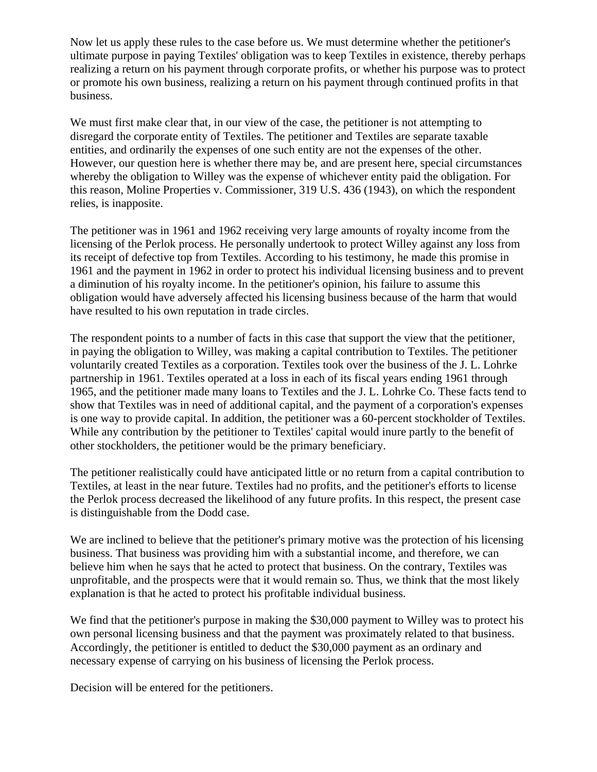Now let us apply these rules to the case before us. We must determine whether the petitioner's ultimate purpose in paying Textiles' obligation was to keep Textiles in existence, thereby perhaps realizing a return on his payment through corporate profits, or whether his purpose was to protect or promote his own business, realizing a return on his payment through continued profits in that business.

We must first make clear that, in our view of the case, the petitioner is not attempting to disregard the corporate entity of Textiles. The petitioner and Textiles are separate taxable entities, and ordinarily the expenses of one such entity are not the expenses of the other. However, our question here is whether there may be, and are present here, special circumstances whereby the obligation to Willey was the expense of whichever entity paid the obligation. For this reason, Moline Properties v. Commissioner, 319 U.S. 436 (1943), on which the respondent relies, is inapposite.

The petitioner was in 1961 and 1962 receiving very large amounts of royalty income from the licensing of the Perlok process. He personally undertook to protect Willey against any loss from its receipt of defective top from Textiles. According to his testimony, he made this promise in 1961 and the payment in 1962 in order to protect his individual licensing business and to prevent a diminution of his royalty income. In the petitioner's opinion, his failure to assume this obligation would have adversely affected his licensing business because of the harm that would have resulted to his own reputation in trade circles.

The respondent points to a number of facts in this case that support the view that the petitioner, in paying the obligation to Willey, was making a capital contribution to Textiles. The petitioner voluntarily created Textiles as a corporation. Textiles took over the business of the J. L. Lohrke partnership in 1961. Textiles operated at a loss in each of its fiscal years ending 1961 through 1965, and the petitioner made many loans to Textiles and the J. L. Lohrke Co. These facts tend to show that Textiles was in need of additional capital, and the payment of a corporation's expenses is one way to provide capital. In addition, the petitioner was a 60-percent stockholder of Textiles. While any contribution by the petitioner to Textiles' capital would inure partly to the benefit of other stockholders, the petitioner would be the primary beneficiary.

The petitioner realistically could have anticipated little or no return from a capital contribution to Textiles, at least in the near future. Textiles had no profits, and the petitioner's efforts to license the Perlok process decreased the likelihood of any future profits. In this respect, the present case is distinguishable from the Dodd case.

We are inclined to believe that the petitioner's primary motive was the protection of his licensing business. That business was providing him with a substantial income, and therefore, we can believe him when he says that he acted to protect that business. On the contrary, Textiles was unprofitable, and the prospects were that it would remain so. Thus, we think that the most likely explanation is that he acted to protect his profitable individual business.

We find that the petitioner's purpose in making the $30,000 payment to Willey was to protect his own personal licensing business and that the payment was proximately related to that business. Accordingly, the petitioner is entitled to deduct the $30,000 payment as an ordinary and necessary expense of carrying on his business of licensing the Perlok process.

Decision will be entered for the petitioners.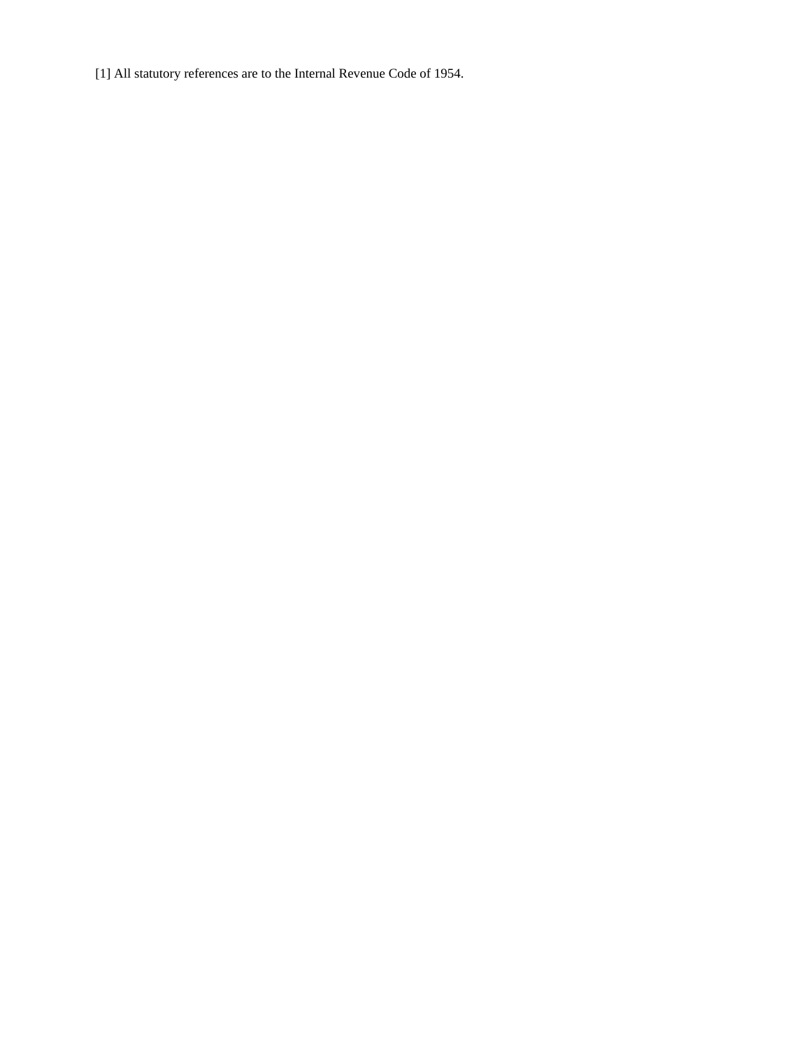[1] All statutory references are to the Internal Revenue Code of 1954.